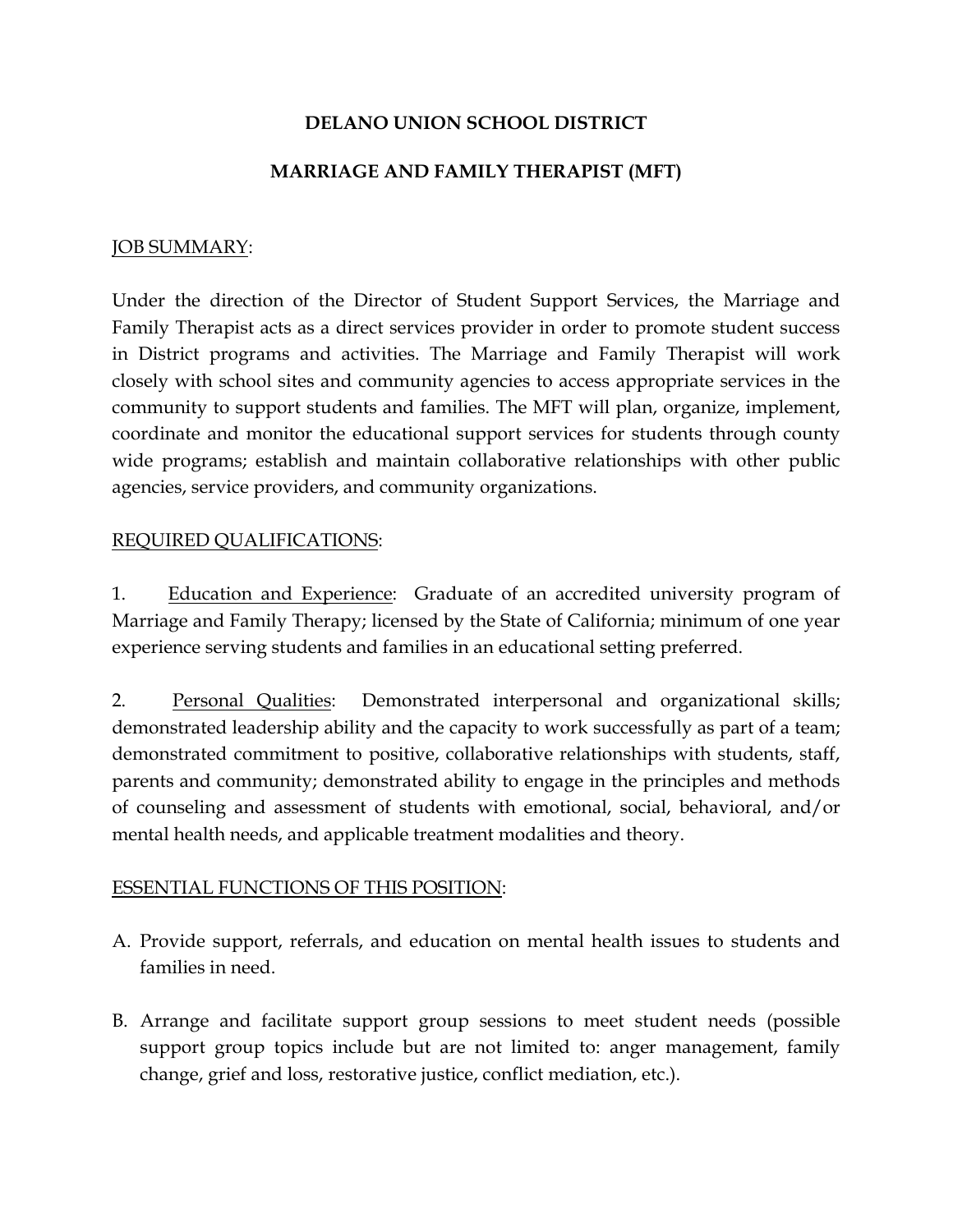# DELANO UNION SCHOOL DISTRICT

## MARRIAGE AND FAMILY THERAPIST (MFT)

JOB SUMMARY:

Under the direction of the Director of Student Support Services, the Marriage and Family Therapist acts as a direct services provider in order to promote student success in District programs and activities. The Marriage and Family Therapist will work closely with school sites and community agencies to access appropriate services in the community to support students and families. The MFT will plan, organize, implement, coordinate and monitor the educational support services for students through county wide programs; establish and maintain collaborative relationships with other public agencies, service providers, and community organizations.

REQUIRED QUALIFICATIONS:

1. Education and Experience: Graduate of an accredited university program of Marriage and Family Therapy; licensed by the State of California; minimum of one year experience serving students and families in an educational setting preferred.

2. Personal Qualities: Demonstrated interpersonal and organizational skills; demonstrated leadership ability and the capacity to work successfully as part of a team; demonstrated commitment to positive, collaborative relationships with students, staff, parents and community; demonstrated ability to engage in the principles and methods of counseling and assessment of students with emotional, social, behavioral, and/or mental health needs, and applicable treatment modalities and theory.

ESSENTIAL FUNCTIONS OF THIS POSITION:

A. Provide support, referrals, and education on mental health issues to students and families in need.

B. Arrange and facilitate support group sessions to meet student needs (possible support group topics include but are not limited to: anger management, family change, grief and loss, restorative justice, conflict mediation, etc.).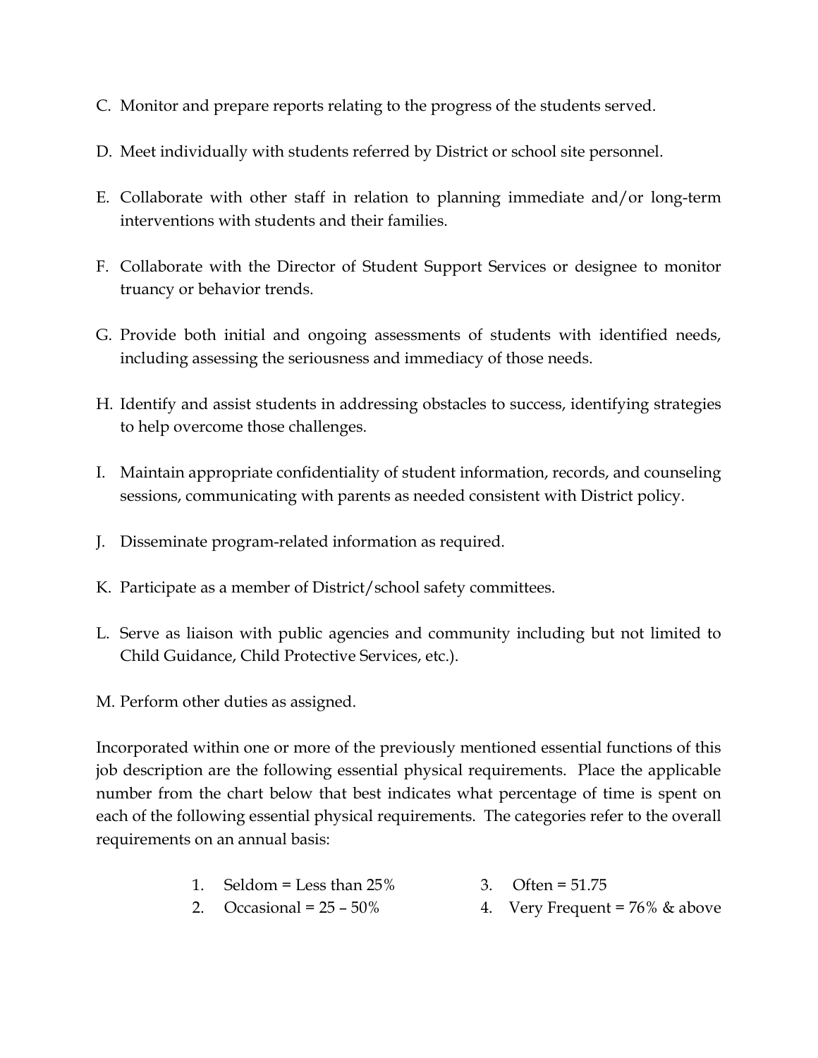C. Monitor and prepare reports relating to the progress of the students served.

D. Meet individually with students referred by District or school site personnel.

E. Collaborate with other staff in relation to planning immediate and/or long-term interventions with students and their families.

F. Collaborate with the Director of Student Support Services or designee to monitor truancy or behavior trends.

G. Provide both initial and ongoing assessments of students with identified needs, including assessing the seriousness and immediacy of those needs.

H. Identify and assist students in addressing obstacles to success, identifying strategies to help overcome those challenges.

I. Maintain appropriate confidentiality of student information, records, and counseling sessions, communicating with parents as needed consistent with District policy.

J. Disseminate program-related information as required.

K. Participate as a member of District/school safety committees.

L. Serve as liaison with public agencies and community including but not limited to Child Guidance, Child Protective Services, etc.).

M. Perform other duties as assigned.

Incorporated within one or more of the previously mentioned essential functions of this job description are the following essential physical requirements. Place the applicable number from the chart below that best indicates what percentage of time is spent on each of the following essential physical requirements. The categories refer to the overall requirements on an annual basis:

1. Seldom = Less than 25%
2. Occasional = 25 – 50%
3. Often = 51.75
4. Very Frequent = 76% & above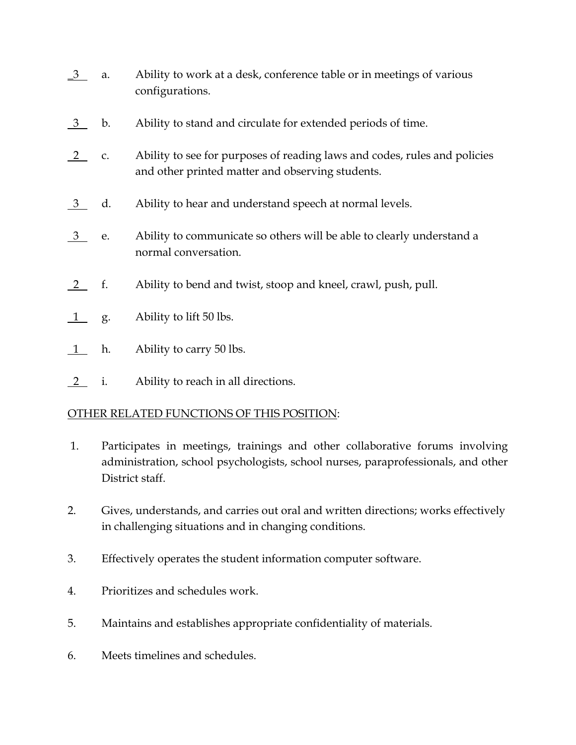\_3\_ a. Ability to work at a desk, conference table or in meetings of various configurations.

\_3\_ b. Ability to stand and circulate for extended periods of time.

\_2\_ c. Ability to see for purposes of reading laws and codes, rules and policies and other printed matter and observing students.

\_3\_ d. Ability to hear and understand speech at normal levels.

\_3\_ e. Ability to communicate so others will be able to clearly understand a normal conversation.

\_2\_ f. Ability to bend and twist, stoop and kneel, crawl, push, pull.

\_1\_ g. Ability to lift 50 lbs.

\_1\_ h. Ability to carry 50 lbs.

\_2\_ i. Ability to reach in all directions.

<u>OTHER RELATED FUNCTIONS OF THIS POSITION</u>:

1. Participates in meetings, trainings and other collaborative forums involving administration, school psychologists, school nurses, paraprofessionals, and other District staff.

2. Gives, understands, and carries out oral and written directions; works effectively in challenging situations and in changing conditions.

3. Effectively operates the student information computer software.

4. Prioritizes and schedules work.

5. Maintains and establishes appropriate confidentiality of materials.

6. Meets timelines and schedules.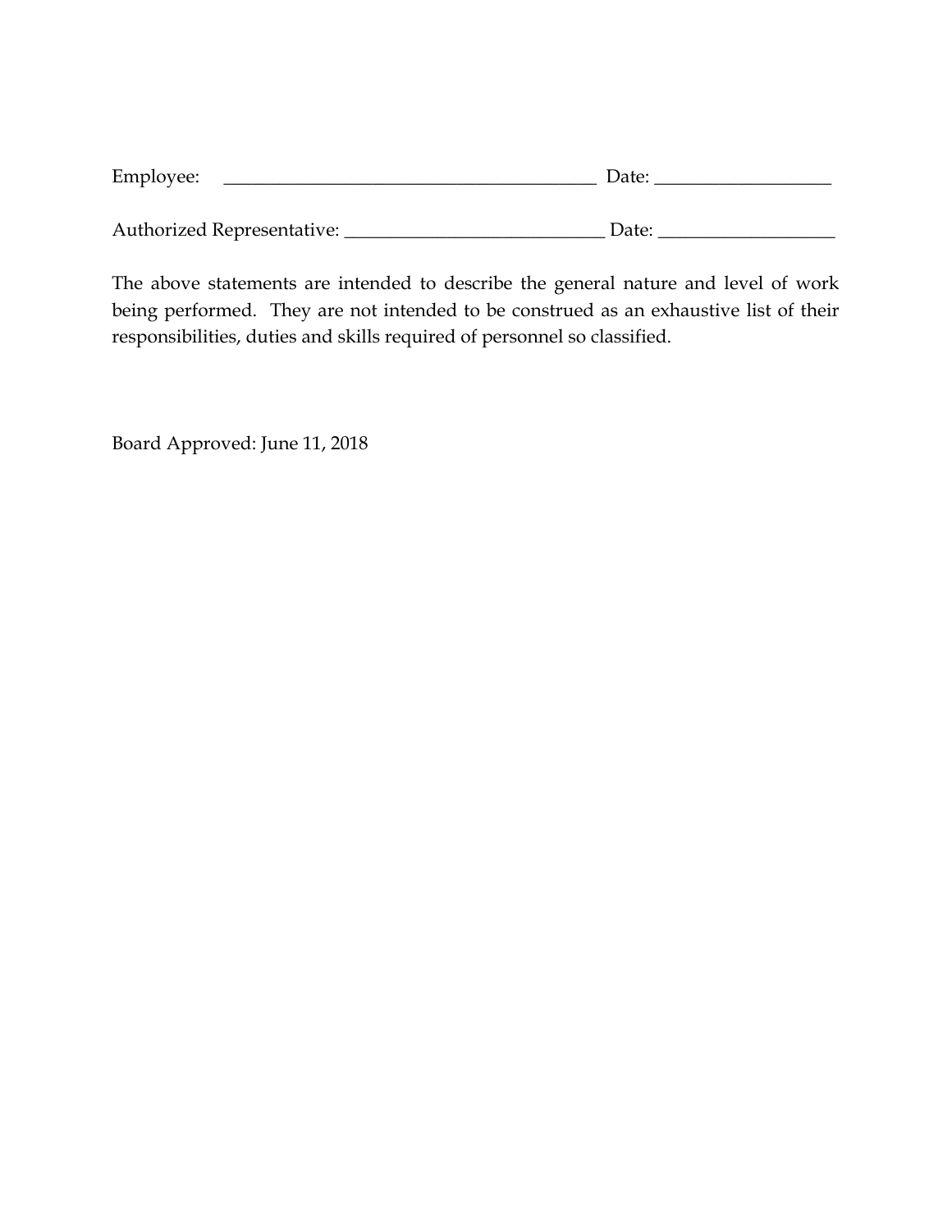Employee: ________________________________________ Date: ___________________

Authorized Representative: ____________________________ Date: ___________________

The above statements are intended to describe the general nature and level of work being performed. They are not intended to be construed as an exhaustive list of their responsibilities, duties and skills required of personnel so classified.

Board Approved: June 11, 2018